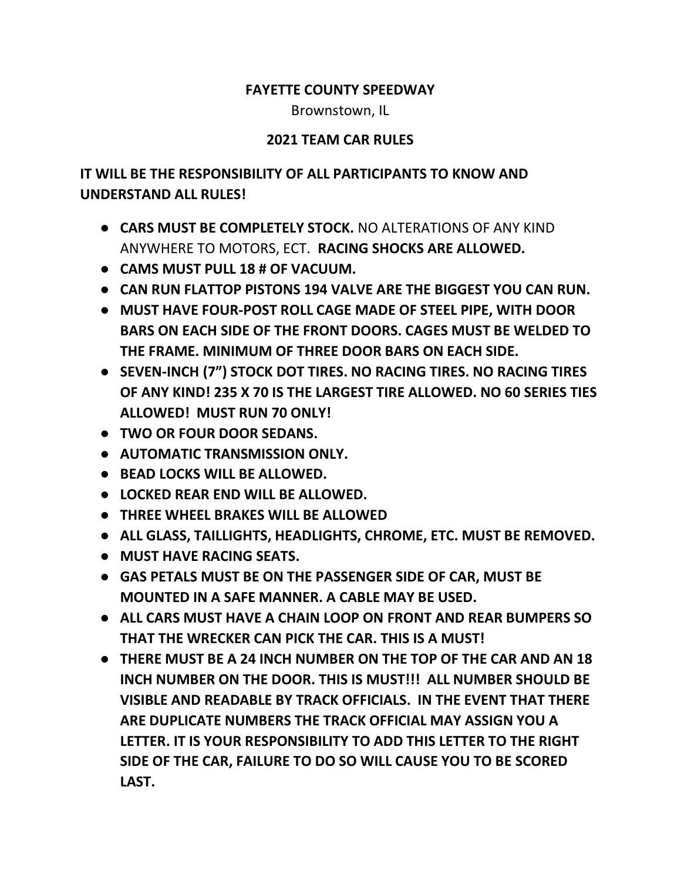**FAYETTE COUNTY SPEEDWAY**

Brownstown, IL

**2021 TEAM CAR RULES**

**IT WILL BE THE RESPONSIBILITY OF ALL PARTICIPANTS TO KNOW AND UNDERSTAND ALL RULES!**

- **CARS MUST BE COMPLETELY STOCK.** NO ALTERATIONS OF ANY KIND ANYWHERE TO MOTORS, ECT. **RACING SHOCKS ARE ALLOWED.**
- **CAMS MUST PULL 18 # OF VACUUM.**
- **CAN RUN FLATTOP PISTONS 194 VALVE ARE THE BIGGEST YOU CAN RUN.**
- **MUST HAVE FOUR-POST ROLL CAGE MADE OF STEEL PIPE, WITH DOOR BARS ON EACH SIDE OF THE FRONT DOORS. CAGES MUST BE WELDED TO THE FRAME. MINIMUM OF THREE DOOR BARS ON EACH SIDE.**
- **SEVEN-INCH (7") STOCK DOT TIRES. NO RACING TIRES. NO RACING TIRES OF ANY KIND! 235 X 70 IS THE LARGEST TIRE ALLOWED. NO 60 SERIES TIES ALLOWED! MUST RUN 70 ONLY!**
- **TWO OR FOUR DOOR SEDANS.**
- **AUTOMATIC TRANSMISSION ONLY.**
- **BEAD LOCKS WILL BE ALLOWED.**
- **LOCKED REAR END WILL BE ALLOWED.**
- **THREE WHEEL BRAKES WILL BE ALLOWED**
- **ALL GLASS, TAILLIGHTS, HEADLIGHTS, CHROME, ETC. MUST BE REMOVED.**
- **MUST HAVE RACING SEATS.**
- **GAS PETALS MUST BE ON THE PASSENGER SIDE OF CAR, MUST BE MOUNTED IN A SAFE MANNER. A CABLE MAY BE USED.**
- **ALL CARS MUST HAVE A CHAIN LOOP ON FRONT AND REAR BUMPERS SO THAT THE WRECKER CAN PICK THE CAR. THIS IS A MUST!**
- **THERE MUST BE A 24 INCH NUMBER ON THE TOP OF THE CAR AND AN 18 INCH NUMBER ON THE DOOR. THIS IS MUST!!! ALL NUMBER SHOULD BE VISIBLE AND READABLE BY TRACK OFFICIALS. IN THE EVENT THAT THERE ARE DUPLICATE NUMBERS THE TRACK OFFICIAL MAY ASSIGN YOU A LETTER. IT IS YOUR RESPONSIBILITY TO ADD THIS LETTER TO THE RIGHT SIDE OF THE CAR, FAILURE TO DO SO WILL CAUSE YOU TO BE SCORED LAST.**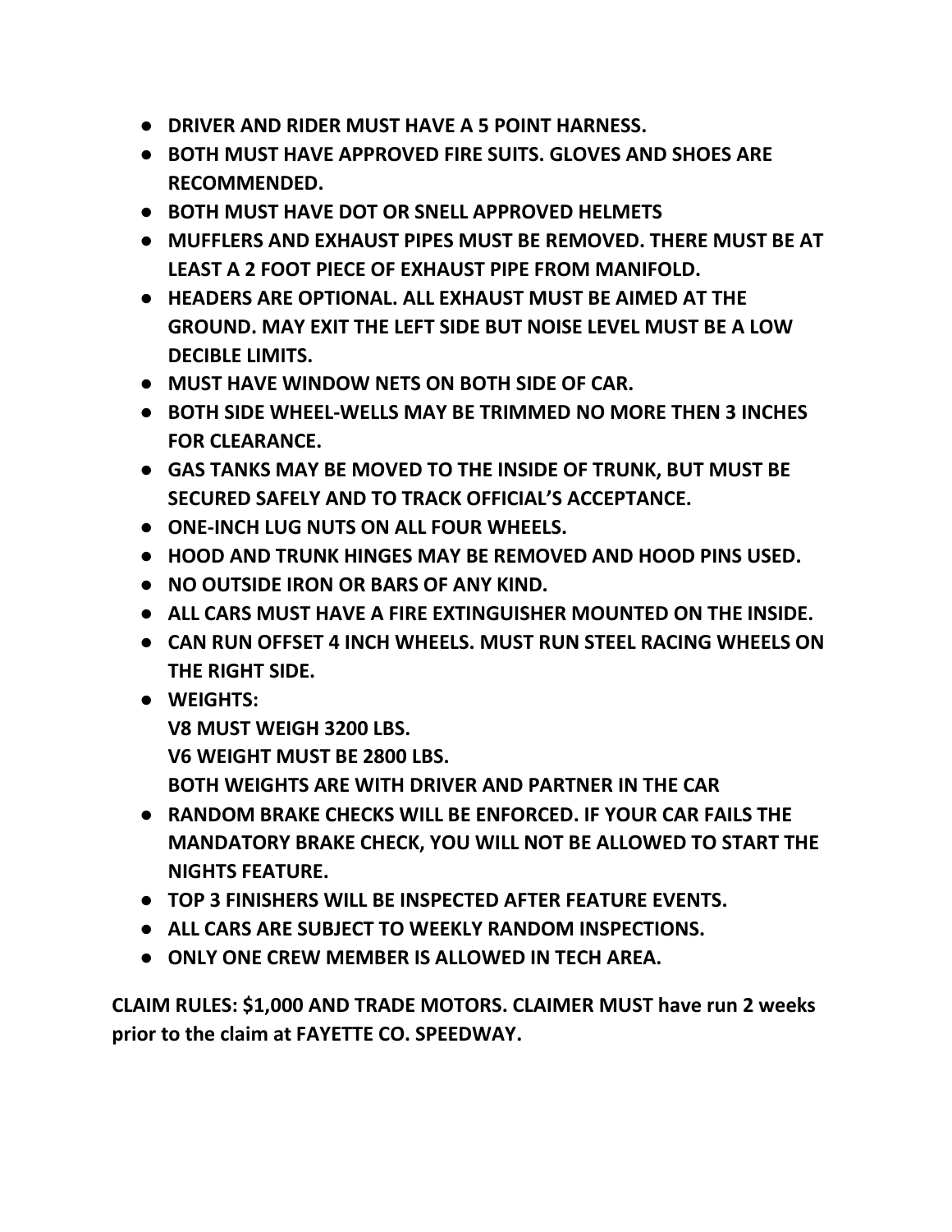- **DRIVER AND RIDER MUST HAVE A 5 POINT HARNESS.**
- **BOTH MUST HAVE APPROVED FIRE SUITS. GLOVES AND SHOES ARE RECOMMENDED.**
- **BOTH MUST HAVE DOT OR SNELL APPROVED HELMETS**
- **MUFFLERS AND EXHAUST PIPES MUST BE REMOVED. THERE MUST BE AT LEAST A 2 FOOT PIECE OF EXHAUST PIPE FROM MANIFOLD.**
- **HEADERS ARE OPTIONAL. ALL EXHAUST MUST BE AIMED AT THE GROUND. MAY EXIT THE LEFT SIDE BUT NOISE LEVEL MUST BE A LOW DECIBLE LIMITS.**
- **MUST HAVE WINDOW NETS ON BOTH SIDE OF CAR.**
- **BOTH SIDE WHEEL-WELLS MAY BE TRIMMED NO MORE THEN 3 INCHES FOR CLEARANCE.**
- **GAS TANKS MAY BE MOVED TO THE INSIDE OF TRUNK, BUT MUST BE SECURED SAFELY AND TO TRACK OFFICIAL'S ACCEPTANCE.**
- **ONE-INCH LUG NUTS ON ALL FOUR WHEELS.**
- **HOOD AND TRUNK HINGES MAY BE REMOVED AND HOOD PINS USED.**
- **NO OUTSIDE IRON OR BARS OF ANY KIND.**
- **ALL CARS MUST HAVE A FIRE EXTINGUISHER MOUNTED ON THE INSIDE.**
- **CAN RUN OFFSET 4 INCH WHEELS. MUST RUN STEEL RACING WHEELS ON THE RIGHT SIDE.**
- **WEIGHTS:**
  **V8 MUST WEIGH 3200 LBS.**
  **V6 WEIGHT MUST BE 2800 LBS.**
  **BOTH WEIGHTS ARE WITH DRIVER AND PARTNER IN THE CAR**
- **RANDOM BRAKE CHECKS WILL BE ENFORCED. IF YOUR CAR FAILS THE MANDATORY BRAKE CHECK, YOU WILL NOT BE ALLOWED TO START THE NIGHTS FEATURE.**
- **TOP 3 FINISHERS WILL BE INSPECTED AFTER FEATURE EVENTS.**
- **ALL CARS ARE SUBJECT TO WEEKLY RANDOM INSPECTIONS.**
- **ONLY ONE CREW MEMBER IS ALLOWED IN TECH AREA.**

**CLAIM RULES: $1,000 AND TRADE MOTORS. CLAIMER MUST have run 2 weeks prior to the claim at FAYETTE CO. SPEEDWAY.**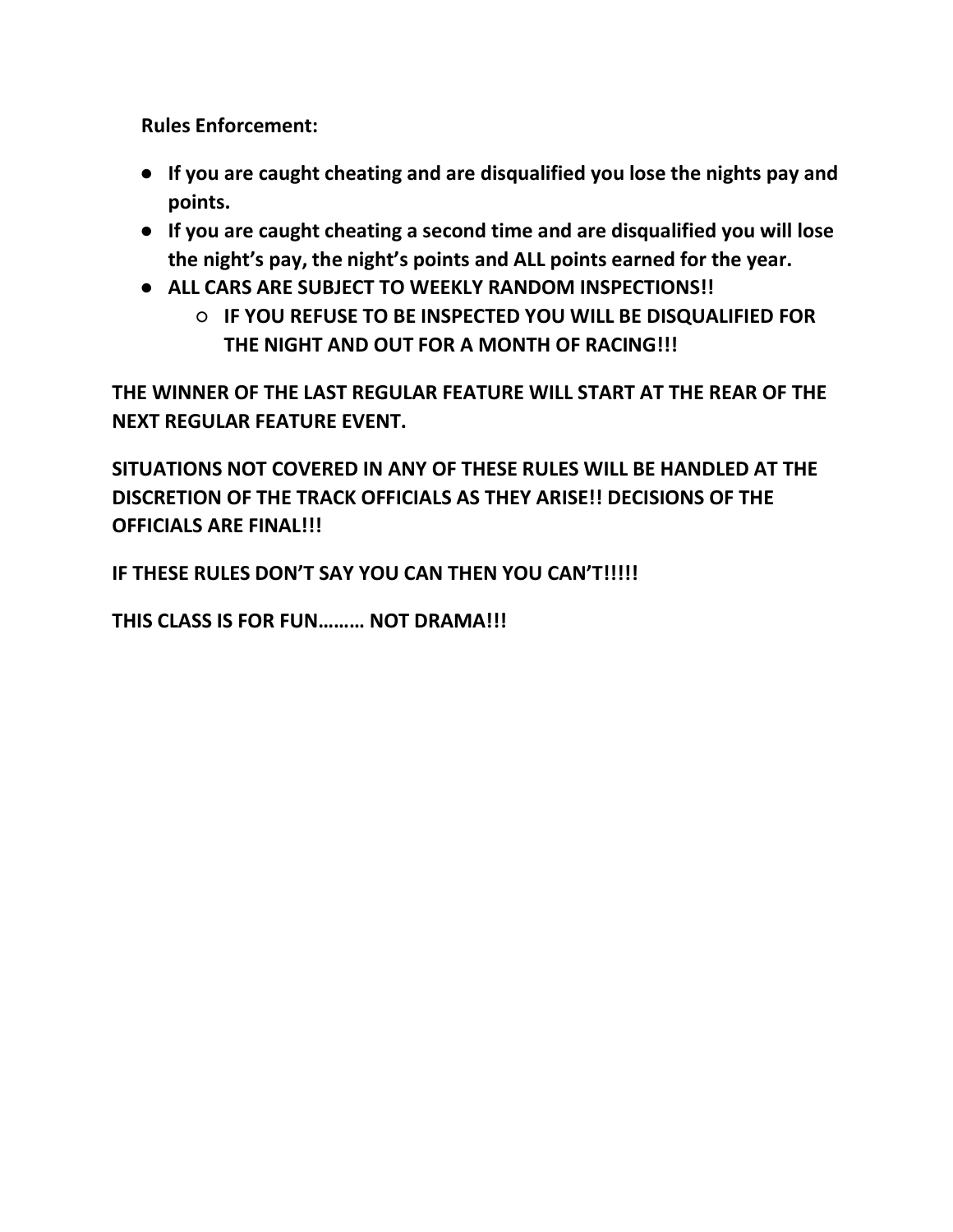**Rules Enforcement:**

- **If you are caught cheating and are disqualified you lose the nights pay and points.**
- **If you are caught cheating a second time and are disqualified you will lose the night's pay, the night's points and ALL points earned for the year.**
- **ALL CARS ARE SUBJECT TO WEEKLY RANDOM INSPECTIONS!!**
  - **IF YOU REFUSE TO BE INSPECTED YOU WILL BE DISQUALIFIED FOR THE NIGHT AND OUT FOR A MONTH OF RACING!!!**

**THE WINNER OF THE LAST REGULAR FEATURE WILL START AT THE REAR OF THE NEXT REGULAR FEATURE EVENT.**

**SITUATIONS NOT COVERED IN ANY OF THESE RULES WILL BE HANDLED AT THE DISCRETION OF THE TRACK OFFICIALS AS THEY ARISE!! DECISIONS OF THE OFFICIALS ARE FINAL!!!**

**IF THESE RULES DON'T SAY YOU CAN THEN YOU CAN'T!!!!!**

**THIS CLASS IS FOR FUN……… NOT DRAMA!!!**